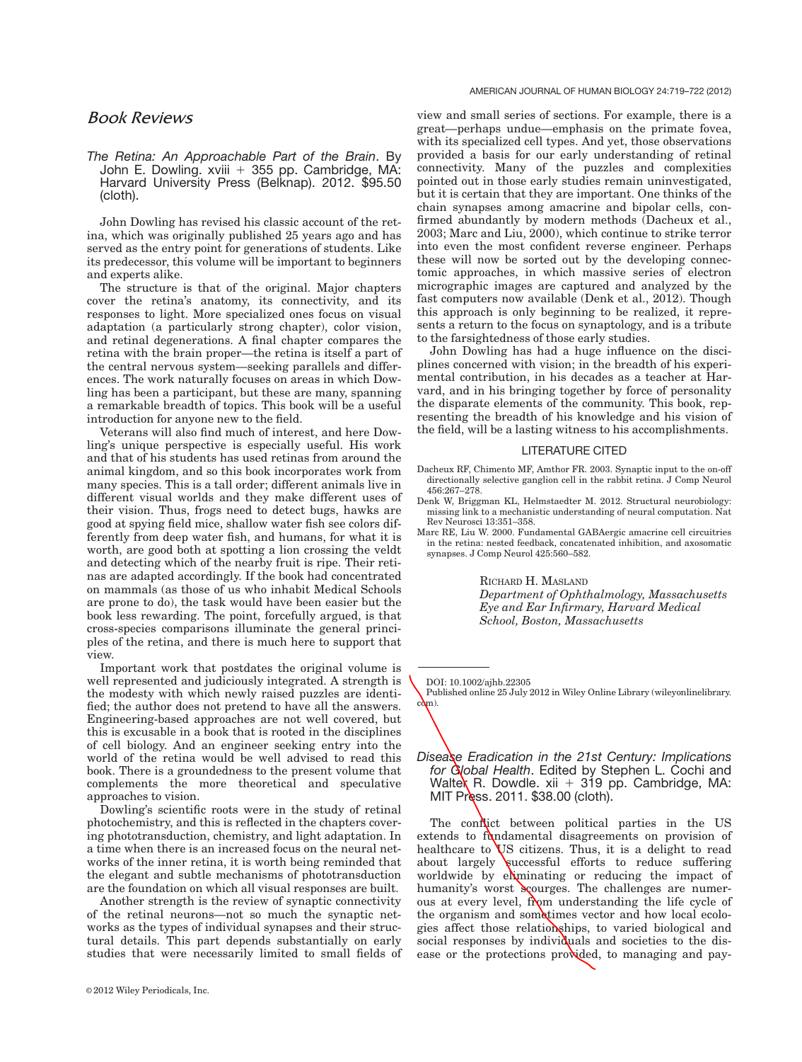# Book Reviews

*The Retina: An Approachable Part of the Brain*. By John E. Dowling. xviii + 355 pp. Cambridge, MA: Harvard University Press (Belknap). 2012. $95.50 (cloth).

John Dowling has revised his classic account of the retina, which was originally published 25 years ago and has served as the entry point for generations of students. Like its predecessor, this volume will be important to beginners and experts alike.

The structure is that of the original. Major chapters cover the retina's anatomy, its connectivity, and its responses to light. More specialized ones focus on visual adaptation (a particularly strong chapter), color vision, and retinal degenerations. A final chapter compares the retina with the brain proper—the retina is itself a part of the central nervous system—seeking parallels and differences. The work naturally focuses on areas in which Dowling has been a participant, but these are many, spanning a remarkable breadth of topics. This book will be a useful introduction for anyone new to the field.

Veterans will also find much of interest, and here Dowling's unique perspective is especially useful. His work and that of his students has used retinas from around the animal kingdom, and so this book incorporates work from many species. This is a tall order; different animals live in different visual worlds and they make different uses of their vision. Thus, frogs need to detect bugs, hawks are good at spying field mice, shallow water fish see colors differently from deep water fish, and humans, for what it is worth, are good both at spotting a lion crossing the veldt and detecting which of the nearby fruit is ripe. Their retinas are adapted accordingly. If the book had concentrated on mammals (as those of us who inhabit Medical Schools are prone to do), the task would have been easier but the book less rewarding. The point, forcefully argued, is that cross-species comparisons illuminate the general principles of the retina, and there is much here to support that view.

Important work that postdates the original volume is well represented and judiciously integrated. A strength is the modesty with which newly raised puzzles are identified; the author does not pretend to have all the answers. Engineering-based approaches are not well covered, but this is excusable in a book that is rooted in the disciplines of cell biology. And an engineer seeking entry into the world of the retina would be well advised to read this book. There is a groundedness to the present volume that complements the more theoretical and speculative approaches to vision.

Dowling's scientific roots were in the study of retinal photochemistry, and this is reflected in the chapters covering phototransduction, chemistry, and light adaptation. In a time when there is an increased focus on the neural networks of the inner retina, it is worth being reminded that the elegant and subtle mechanisms of phototransduction are the foundation on which all visual responses are built.

Another strength is the review of synaptic connectivity of the retinal neurons—not so much the synaptic networks as the types of individual synapses and their structural details. This part depends substantially on early studies that were necessarily limited to small fields of view and small series of sections. For example, there is a great—perhaps undue—emphasis on the primate fovea, with its specialized cell types. And yet, those observations provided a basis for our early understanding of retinal connectivity. Many of the puzzles and complexities pointed out in those early studies remain uninvestigated, but it is certain that they are important. One thinks of the chain synapses among amacrine and bipolar cells, confirmed abundantly by modern methods (Dacheux et al., 2003; Marc and Liu, 2000), which continue to strike terror into even the most confident reverse engineer. Perhaps these will now be sorted out by the developing connectomic approaches, in which massive series of electron micrographic images are captured and analyzed by the fast computers now available (Denk et al., 2012). Though this approach is only beginning to be realized, it represents a return to the focus on synaptology, and is a tribute to the farsightedness of those early studies.

John Dowling has had a huge influence on the disciplines concerned with vision; in the breadth of his experimental contribution, in his decades as a teacher at Harvard, and in his bringing together by force of personality the disparate elements of the community. This book, representing the breadth of his knowledge and his vision of the field, will be a lasting witness to his accomplishments.

## LITERATURE CITED

Dacheux RF, Chimento MF, Amthor FR. 2003. Synaptic input to the on-off directionally selective ganglion cell in the rabbit retina. J Comp Neurol 456:267–278.

Denk W, Briggman KL, Helmstaedter M. 2012. Structural neurobiology: missing link to a mechanistic understanding of neural computation. Nat Rev Neurosci 13:351–358.

Marc RE, Liu W. 2000. Fundamental GABAergic amacrine cell circuitries in the retina: nested feedback, concatenated inhibition, and axosomatic synapses. J Comp Neurol 425:560–582.

RICHARD H. MASLAND
*Department of Ophthalmology, Massachusetts Eye and Ear Infirmary, Harvard Medical School, Boston, Massachusetts*

DOI: 10.1002/ajhb.22305
Published online 25 July 2012 in Wiley Online Library (wileyonlinelibrary.com).

*Disease Eradication in the 21st Century: Implications for Global Health*. Edited by Stephen L. Cochi and Walter R. Dowdle. xii + 319 pp. Cambridge, MA: MIT Press. 2011. $38.00 (cloth).

The conflict between political parties in the US extends to fundamental disagreements on provision of healthcare to US citizens. Thus, it is a delight to read about largely successful efforts to reduce suffering worldwide by eliminating or reducing the impact of humanity's worst scourges. The challenges are numerous at every level, from understanding the life cycle of the organism and sometimes vector and how local ecologies affect those relationships, to varied biological and social responses by individuals and societies to the disease or the protections provided, to managing and pay-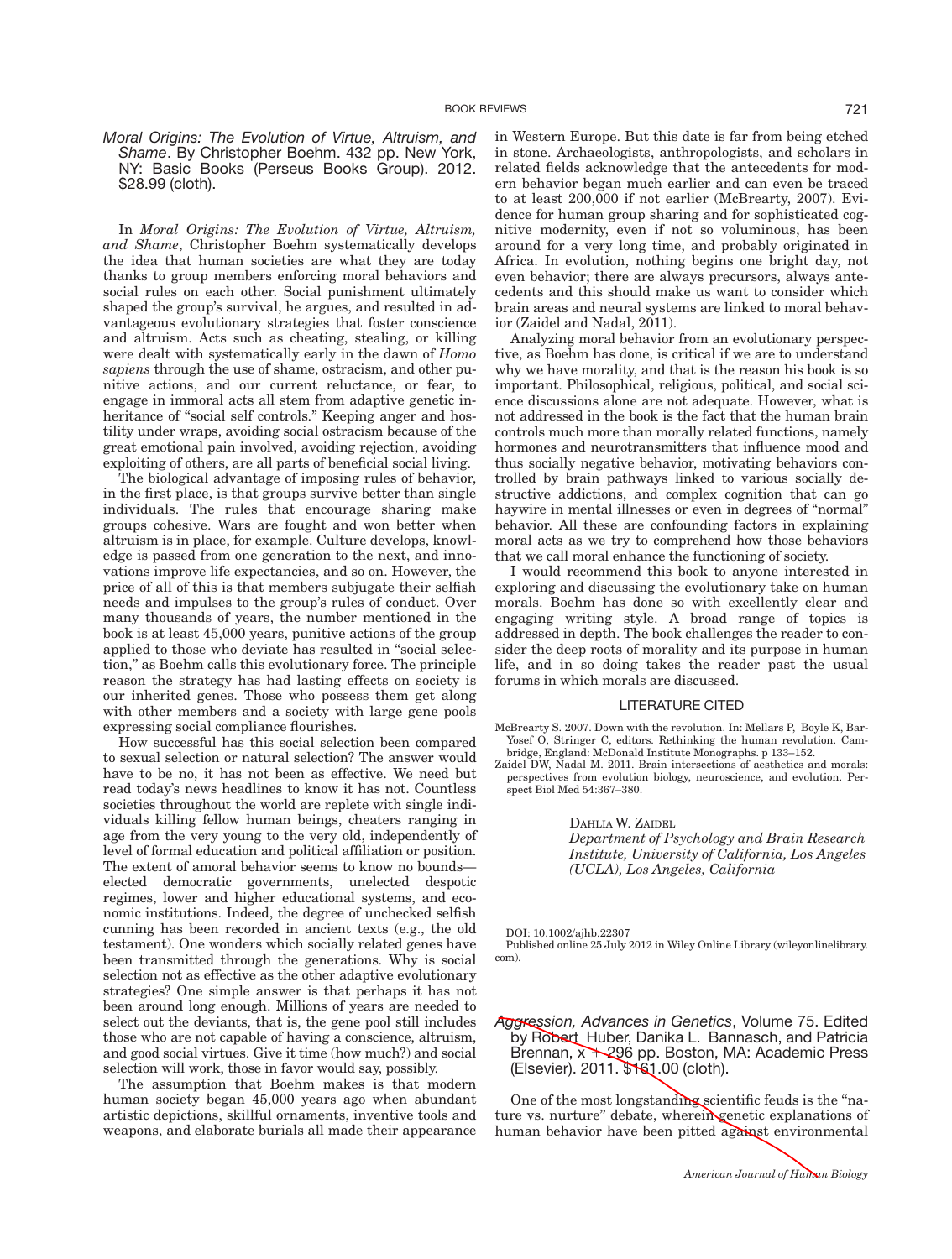*Moral Origins: The Evolution of Virtue, Altruism, and Shame*. By Christopher Boehm. 432 pp. New York, NY: Basic Books (Perseus Books Group). 2012. $28.99 (cloth).

In *Moral Origins: The Evolution of Virtue, Altruism, and Shame*, Christopher Boehm systematically develops the idea that human societies are what they are today thanks to group members enforcing moral behaviors and social rules on each other. Social punishment ultimately shaped the group's survival, he argues, and resulted in advantageous evolutionary strategies that foster conscience and altruism. Acts such as cheating, stealing, or killing were dealt with systematically early in the dawn of *Homo sapiens* through the use of shame, ostracism, and other punitive actions, and our current reluctance, or fear, to engage in immoral acts all stem from adaptive genetic inheritance of "social self controls." Keeping anger and hostility under wraps, avoiding social ostracism because of the great emotional pain involved, avoiding rejection, avoiding exploiting of others, are all parts of beneficial social living.

The biological advantage of imposing rules of behavior, in the first place, is that groups survive better than single individuals. The rules that encourage sharing make groups cohesive. Wars are fought and won better when altruism is in place, for example. Culture develops, knowledge is passed from one generation to the next, and innovations improve life expectancies, and so on. However, the price of all of this is that members subjugate their selfish needs and impulses to the group's rules of conduct. Over many thousands of years, the number mentioned in the book is at least 45,000 years, punitive actions of the group applied to those who deviate has resulted in "social selection," as Boehm calls this evolutionary force. The principle reason the strategy has had lasting effects on society is our inherited genes. Those who possess them get along with other members and a society with large gene pools expressing social compliance flourishes.

How successful has this social selection been compared to sexual selection or natural selection? The answer would have to be no, it has not been as effective. We need but read today's news headlines to know it has not. Countless societies throughout the world are replete with single individuals killing fellow human beings, cheaters ranging in age from the very young to the very old, independently of level of formal education and political affiliation or position. The extent of amoral behavior seems to know no bounds—elected democratic governments, unelected despotic regimes, lower and higher educational systems, and economic institutions. Indeed, the degree of unchecked selfish cunning has been recorded in ancient texts (e.g., the old testament). One wonders which socially related genes have been transmitted through the generations. Why is social selection not as effective as the other adaptive evolutionary strategies? One simple answer is that perhaps it has not been around long enough. Millions of years are needed to select out the deviants, that is, the gene pool still includes those who are not capable of having a conscience, altruism, and good social virtues. Give it time (how much?) and social selection will work, those in favor would say, possibly.

The assumption that Boehm makes is that modern human society began 45,000 years ago when abundant artistic depictions, skillful ornaments, inventive tools and weapons, and elaborate burials all made their appearance in Western Europe. But this date is far from being etched in stone. Archaeologists, anthropologists, and scholars in related fields acknowledge that the antecedents for modern behavior began much earlier and can even be traced to at least 200,000 if not earlier (McBrearty, 2007). Evidence for human group sharing and for sophisticated cognitive modernity, even if not so voluminous, has been around for a very long time, and probably originated in Africa. In evolution, nothing begins one bright day, not even behavior; there are always precursors, always antecedents and this should make us want to consider which brain areas and neural systems are linked to moral behavior (Zaidel and Nadal, 2011).

Analyzing moral behavior from an evolutionary perspective, as Boehm has done, is critical if we are to understand why we have morality, and that is the reason his book is so important. Philosophical, religious, political, and social science discussions alone are not adequate. However, what is not addressed in the book is the fact that the human brain controls much more than morally related functions, namely hormones and neurotransmitters that influence mood and thus socially negative behavior, motivating behaviors controlled by brain pathways linked to various socially destructive addictions, and complex cognition that can go haywire in mental illnesses or even in degrees of "normal" behavior. All these are confounding factors in explaining moral acts as we try to comprehend how those behaviors that we call moral enhance the functioning of society.

I would recommend this book to anyone interested in exploring and discussing the evolutionary take on human morals. Boehm has done so with excellently clear and engaging writing style. A broad range of topics is addressed in depth. The book challenges the reader to consider the deep roots of morality and its purpose in human life, and in so doing takes the reader past the usual forums in which morals are discussed.

## LITERATURE CITED

McBrearty S. 2007. Down with the revolution. In: Mellars P, Boyle K, Bar-Yosef O, Stringer C, editors. Rethinking the human revolution. Cambridge, England: McDonald Institute Monographs. p 133–152.

Zaidel DW, Nadal M. 2011. Brain intersections of aesthetics and morals: perspectives from evolution biology, neuroscience, and evolution. Perspect Biol Med 54:367–380.

DAHLIA W. ZAIDEL
*Department of Psychology and Brain Research Institute, University of California, Los Angeles (UCLA), Los Angeles, California*

DOI: 10.1002/ajhb.22307
Published online 25 July 2012 in Wiley Online Library (wileyonlinelibrary.com).

*Aggression, Advances in Genetics*, Volume 75. Edited by Robert Huber, Danika L. Bannasch, and Patricia Brennan, x + 296 pp. Boston, MA: Academic Press (Elsevier). 2011. $161.00 (cloth).

One of the most longstanding scientific feuds is the "nature vs. nurture" debate, wherein genetic explanations of human behavior have been pitted against environmental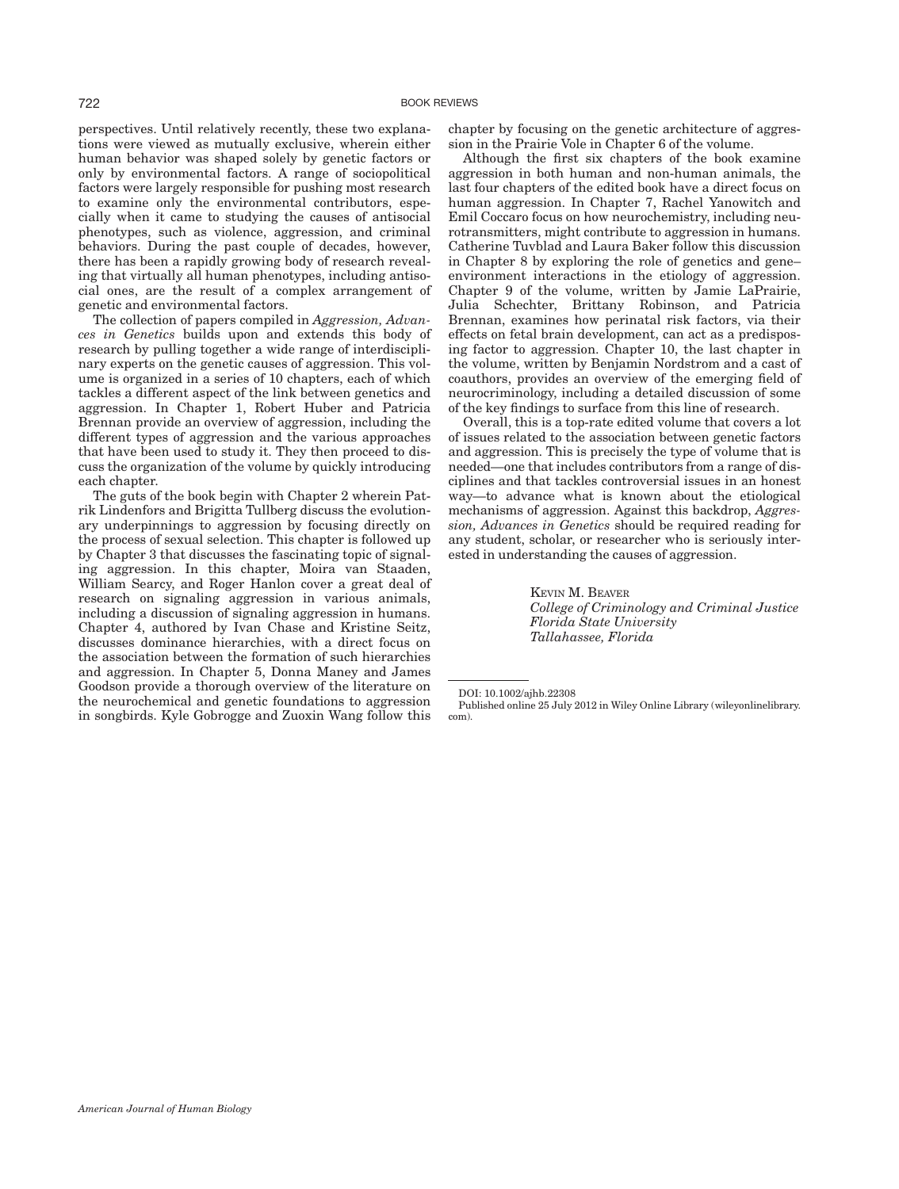perspectives. Until relatively recently, these two explanations were viewed as mutually exclusive, wherein either human behavior was shaped solely by genetic factors or only by environmental factors. A range of sociopolitical factors were largely responsible for pushing most research to examine only the environmental contributors, especially when it came to studying the causes of antisocial phenotypes, such as violence, aggression, and criminal behaviors. During the past couple of decades, however, there has been a rapidly growing body of research revealing that virtually all human phenotypes, including antisocial ones, are the result of a complex arrangement of genetic and environmental factors.

The collection of papers compiled in *Aggression, Advances in Genetics* builds upon and extends this body of research by pulling together a wide range of interdisciplinary experts on the genetic causes of aggression. This volume is organized in a series of 10 chapters, each of which tackles a different aspect of the link between genetics and aggression. In Chapter 1, Robert Huber and Patricia Brennan provide an overview of aggression, including the different types of aggression and the various approaches that have been used to study it. They then proceed to discuss the organization of the volume by quickly introducing each chapter.

The guts of the book begin with Chapter 2 wherein Patrik Lindenfors and Brigitta Tullberg discuss the evolutionary underpinnings to aggression by focusing directly on the process of sexual selection. This chapter is followed up by Chapter 3 that discusses the fascinating topic of signaling aggression. In this chapter, Moira van Staaden, William Searcy, and Roger Hanlon cover a great deal of research on signaling aggression in various animals, including a discussion of signaling aggression in humans. Chapter 4, authored by Ivan Chase and Kristine Seitz, discusses dominance hierarchies, with a direct focus on the association between the formation of such hierarchies and aggression. In Chapter 5, Donna Maney and James Goodson provide a thorough overview of the literature on the neurochemical and genetic foundations to aggression in songbirds. Kyle Gobrogge and Zuoxin Wang follow this chapter by focusing on the genetic architecture of aggression in the Prairie Vole in Chapter 6 of the volume.

Although the first six chapters of the book examine aggression in both human and non-human animals, the last four chapters of the edited book have a direct focus on human aggression. In Chapter 7, Rachel Yanowitch and Emil Coccaro focus on how neurochemistry, including neurotransmitters, might contribute to aggression in humans. Catherine Tuvblad and Laura Baker follow this discussion in Chapter 8 by exploring the role of genetics and gene–environment interactions in the etiology of aggression. Chapter 9 of the volume, written by Jamie LaPrairie, Julia Schechter, Brittany Robinson, and Patricia Brennan, examines how perinatal risk factors, via their effects on fetal brain development, can act as a predisposing factor to aggression. Chapter 10, the last chapter in the volume, written by Benjamin Nordstrom and a cast of coauthors, provides an overview of the emerging field of neurocriminology, including a detailed discussion of some of the key findings to surface from this line of research.

Overall, this is a top-rate edited volume that covers a lot of issues related to the association between genetic factors and aggression. This is precisely the type of volume that is needed—one that includes contributors from a range of disciplines and that tackles controversial issues in an honest way—to advance what is known about the etiological mechanisms of aggression. Against this backdrop, *Aggression, Advances in Genetics* should be required reading for any student, scholar, or researcher who is seriously interested in understanding the causes of aggression.

KEVIN M. BEAVER
*College of Criminology and Criminal Justice*
*Florida State University*
*Tallahassee, Florida*

DOI: 10.1002/ajhb.22308
Published online 25 July 2012 in Wiley Online Library (wileyonlinelibrary.com).